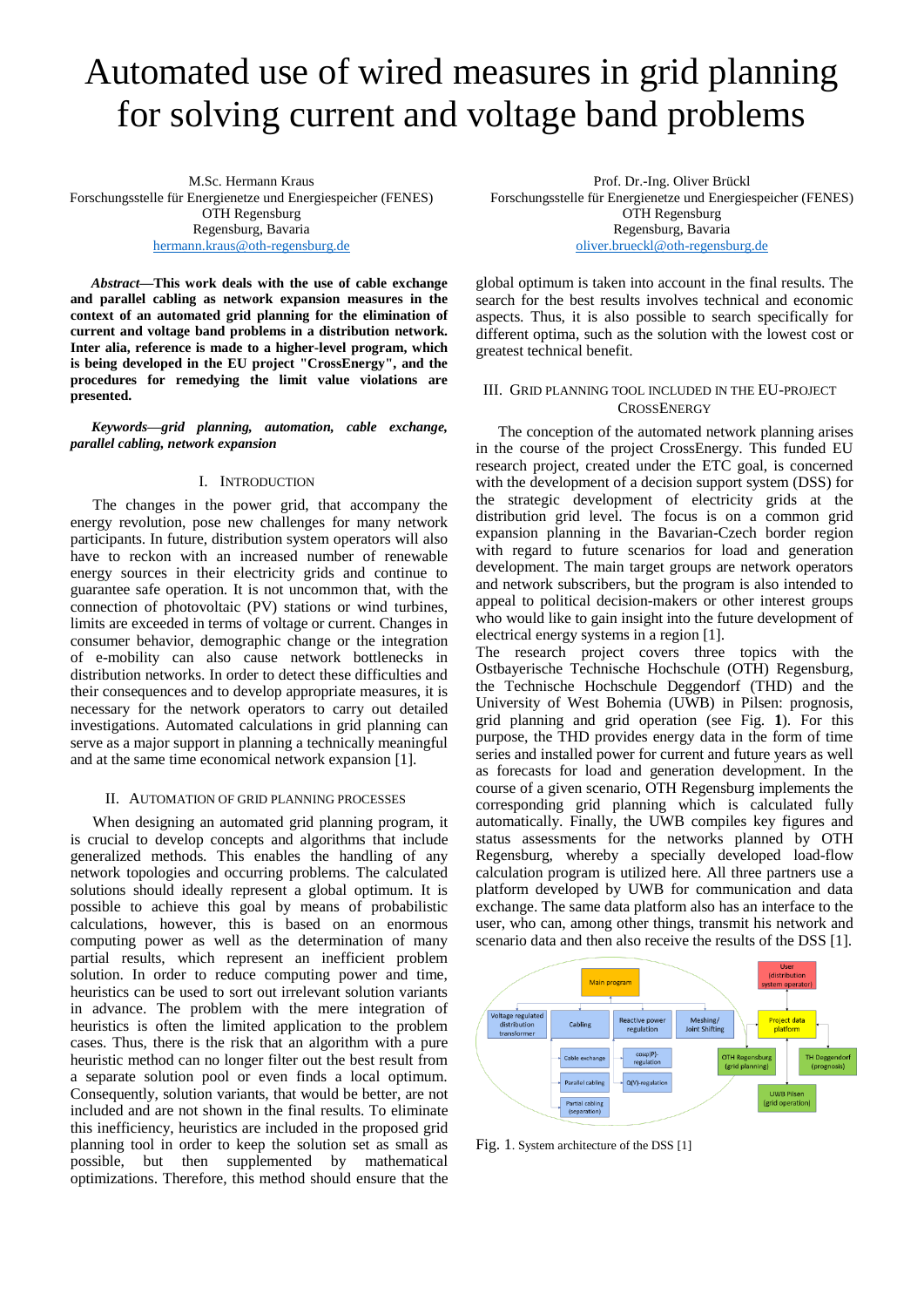# Automated use of wired measures in grid planning for solving current and voltage band problems

M.Sc. Hermann Kraus
Forschungsstelle für Energienetze und Energiespeicher (FENES)
OTH Regensburg
Regensburg, Bavaria
hermann.kraus@oth-regensburg.de

Prof. Dr.-Ing. Oliver Brückl
Forschungsstelle für Energienetze und Energiespeicher (FENES)
OTH Regensburg
Regensburg, Bavaria
oliver.brueckl@oth-regensburg.de

***Abstract*—This work deals with the use of cable exchange and parallel cabling as network expansion measures in the context of an automated grid planning for the elimination of current and voltage band problems in a distribution network. Inter alia, reference is made to a higher-level program, which is being developed in the EU project "CrossEnergy", and the procedures for remedying the limit value violations are presented.**

***Keywords*—*grid planning, automation, cable exchange, parallel cabling, network expansion***

## I. Introduction

The changes in the power grid, that accompany the energy revolution, pose new challenges for many network participants. In future, distribution system operators will also have to reckon with an increased number of renewable energy sources in their electricity grids and continue to guarantee safe operation. It is not uncommon that, with the connection of photovoltaic (PV) stations or wind turbines, limits are exceeded in terms of voltage or current. Changes in consumer behavior, demographic change or the integration of e-mobility can also cause network bottlenecks in distribution networks. In order to detect these difficulties and their consequences and to develop appropriate measures, it is necessary for the network operators to carry out detailed investigations. Automated calculations in grid planning can serve as a major support in planning a technically meaningful and at the same time economical network expansion [1].

## II. Automation of Grid Planning Processes

When designing an automated grid planning program, it is crucial to develop concepts and algorithms that include generalized methods. This enables the handling of any network topologies and occurring problems. The calculated solutions should ideally represent a global optimum. It is possible to achieve this goal by means of probabilistic calculations, however, this is based on an enormous computing power as well as the determination of many partial results, which represent an inefficient problem solution. In order to reduce computing power and time, heuristics can be used to sort out irrelevant solution variants in advance. The problem with the mere integration of heuristics is often the limited application to the problem cases. Thus, there is the risk that an algorithm with a pure heuristic method can no longer filter out the best result from a separate solution pool or even finds a local optimum. Consequently, solution variants, that would be better, are not included and are not shown in the final results. To eliminate this inefficiency, heuristics are included in the proposed grid planning tool in order to keep the solution set as small as possible, but then supplemented by mathematical optimizations. Therefore, this method should ensure that the global optimum is taken into account in the final results. The search for the best results involves technical and economic aspects. Thus, it is also possible to search specifically for different optima, such as the solution with the lowest cost or greatest technical benefit.

## III. Grid Planning Tool Included in the EU-Project CrossEnergy

The conception of the automated network planning arises in the course of the project CrossEnergy. This funded EU research project, created under the ETC goal, is concerned with the development of a decision support system (DSS) for the strategic development of electricity grids at the distribution grid level. The focus is on a common grid expansion planning in the Bavarian-Czech border region with regard to future scenarios for load and generation development. The main target groups are network operators and network subscribers, but the program is also intended to appeal to political decision-makers or other interest groups who would like to gain insight into the future development of electrical energy systems in a region [1].

The research project covers three topics with the Ostbayerische Technische Hochschule (OTH) Regensburg, the Technische Hochschule Deggendorf (THD) and the University of West Bohemia (UWB) in Pilsen: prognosis, grid planning and grid operation (see Fig. **1**). For this purpose, the THD provides energy data in the form of time series and installed power for current and future years as well as forecasts for load and generation development. In the course of a given scenario, OTH Regensburg implements the corresponding grid planning which is calculated fully automatically. Finally, the UWB compiles key figures and status assessments for the networks planned by OTH Regensburg, whereby a specially developed load-flow calculation program is utilized here. All three partners use a platform developed by UWB for communication and data exchange. The same data platform also has an interface to the user, who can, among other things, transmit his network and scenario data and then also receive the results of the DSS [1].

Fig. 1. System architecture of the DSS [1]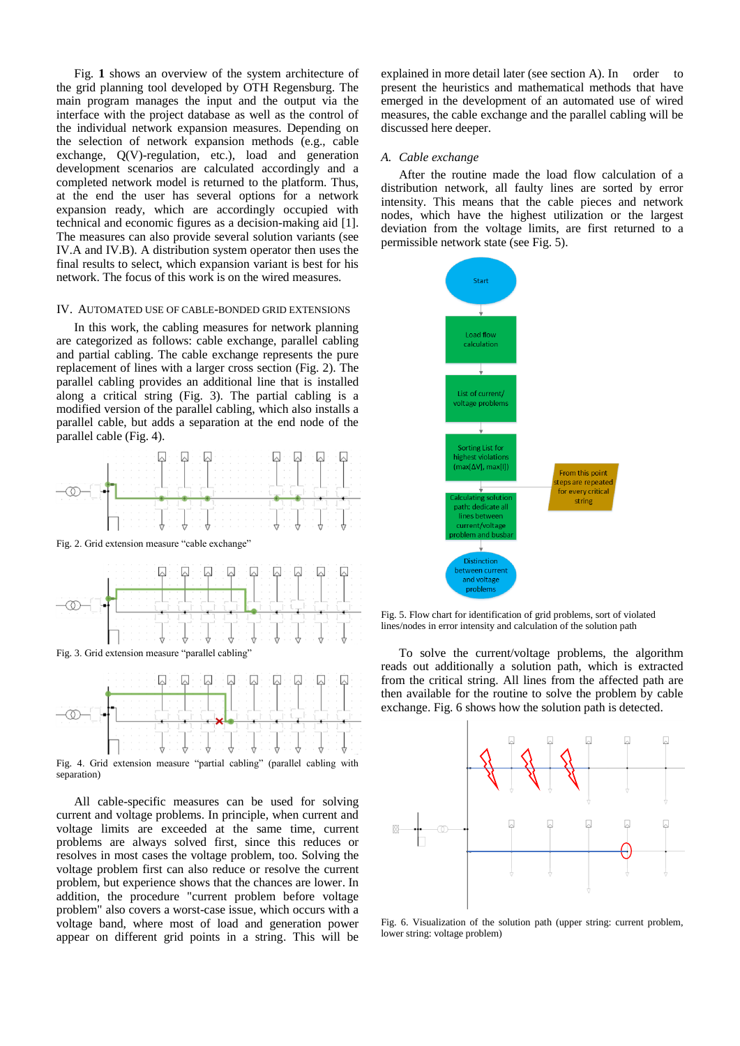Fig. **1** shows an overview of the system architecture of the grid planning tool developed by OTH Regensburg. The main program manages the input and the output via the interface with the project database as well as the control of the individual network expansion measures. Depending on the selection of network expansion methods (e.g., cable exchange, Q(V)-regulation, etc.), load and generation development scenarios are calculated accordingly and a completed network model is returned to the platform. Thus, at the end the user has several options for a network expansion ready, which are accordingly occupied with technical and economic figures as a decision-making aid [1]. The measures can also provide several solution variants (see IV.A and IV.B). A distribution system operator then uses the final results to select, which expansion variant is best for his network. The focus of this work is on the wired measures.

## IV. Automated Use of Cable-Bonded Grid Extensions

In this work, the cabling measures for network planning are categorized as follows: cable exchange, parallel cabling and partial cabling. The cable exchange represents the pure replacement of lines with a larger cross section (Fig. 2). The parallel cabling provides an additional line that is installed along a critical string (Fig. 3). The partial cabling is a modified version of the parallel cabling, which also installs a parallel cable, but adds a separation at the end node of the parallel cable (Fig. 4).

Fig. 2. Grid extension measure "cable exchange"

Fig. 3. Grid extension measure "parallel cabling"

Fig. 4. Grid extension measure "partial cabling" (parallel cabling with separation)

All cable-specific measures can be used for solving current and voltage problems. In principle, when current and voltage limits are exceeded at the same time, current problems are always solved first, since this reduces or resolves in most cases the voltage problem, too. Solving the voltage problem first can also reduce or resolve the current problem, but experience shows that the chances are lower. In addition, the procedure "current problem before voltage problem" also covers a worst-case issue, which occurs with a voltage band, where most of load and generation power appear on different grid points in a string. This will be explained in more detail later (see section A). In order to present the heuristics and mathematical methods that have emerged in the development of an automated use of wired measures, the cable exchange and the parallel cabling will be discussed here deeper.

### A. Cable exchange

After the routine made the load flow calculation of a distribution network, all faulty lines are sorted by error intensity. This means that the cable pieces and network nodes, which have the highest utilization or the largest deviation from the voltage limits, are first returned to a permissible network state (see Fig. 5).

Fig. 5. Flow chart for identification of grid problems, sort of violated lines/nodes in error intensity and calculation of the solution path

To solve the current/voltage problems, the algorithm reads out additionally a solution path, which is extracted from the critical string. All lines from the affected path are then available for the routine to solve the problem by cable exchange. Fig. 6 shows how the solution path is detected.

Fig. 6. Visualization of the solution path (upper string: current problem, lower string: voltage problem)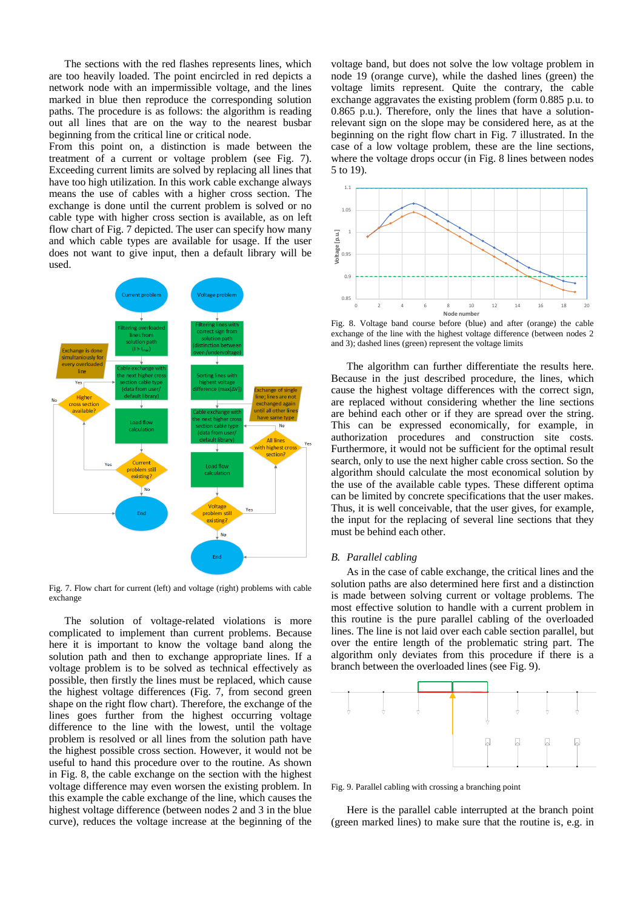The sections with the red flashes represents lines, which are too heavily loaded. The point encircled in red depicts a network node with an impermissible voltage, and the lines marked in blue then reproduce the corresponding solution paths. The procedure is as follows: the algorithm is reading out all lines that are on the way to the nearest busbar beginning from the critical line or critical node.

From this point on, a distinction is made between the treatment of a current or voltage problem (see Fig. 7). Exceeding current limits are solved by replacing all lines that have too high utilization. In this work cable exchange always means the use of cables with a higher cross section. The exchange is done until the current problem is solved or no cable type with higher cross section is available, as on left flow chart of Fig. 7 depicted. The user can specify how many and which cable types are available for usage. If the user does not want to give input, then a default library will be used.

Fig. 7. Flow chart for current (left) and voltage (right) problems with cable exchange

The solution of voltage-related violations is more complicated to implement than current problems. Because here it is important to know the voltage band along the solution path and then to exchange appropriate lines. If a voltage problem is to be solved as technical effectively as possible, then firstly the lines must be replaced, which cause the highest voltage differences (Fig. 7, from second green shape on the right flow chart). Therefore, the exchange of the lines goes further from the highest occurring voltage difference to the line with the lowest, until the voltage problem is resolved or all lines from the solution path have the highest possible cross section. However, it would not be useful to hand this procedure over to the routine. As shown in Fig. 8, the cable exchange on the section with the highest voltage difference may even worsen the existing problem. In this example the cable exchange of the line, which causes the highest voltage difference (between nodes 2 and 3 in the blue curve), reduces the voltage increase at the beginning of the voltage band, but does not solve the low voltage problem in node 19 (orange curve), while the dashed lines (green) the voltage limits represent. Quite the contrary, the cable exchange aggravates the existing problem (form 0.885 p.u. to 0.865 p.u.). Therefore, only the lines that have a solution-relevant sign on the slope may be considered here, as at the beginning on the right flow chart in Fig. 7 illustrated. In the case of a low voltage problem, these are the line sections, where the voltage drops occur (in Fig. 8 lines between nodes 5 to 19).

Fig. 8. Voltage band course before (blue) and after (orange) the cable exchange of the line with the highest voltage difference (between nodes 2 and 3); dashed lines (green) represent the voltage limits

The algorithm can further differentiate the results here. Because in the just described procedure, the lines, which cause the highest voltage differences with the correct sign, are replaced without considering whether the line sections are behind each other or if they are spread over the string. This can be expressed economically, for example, in authorization procedures and construction site costs. Furthermore, it would not be sufficient for the optimal result search, only to use the next higher cable cross section. So the algorithm should calculate the most economical solution by the use of the available cable types. These different optima can be limited by concrete specifications that the user makes. Thus, it is well conceivable, that the user gives, for example, the input for the replacing of several line sections that they must be behind each other.

## B. *Parallel cabling*

As in the case of cable exchange, the critical lines and the solution paths are also determined here first and a distinction is made between solving current or voltage problems. The most effective solution to handle with a current problem in this routine is the pure parallel cabling of the overloaded lines. The line is not laid over each cable section parallel, but over the entire length of the problematic string part. The algorithm only deviates from this procedure if there is a branch between the overloaded lines (see Fig. 9).

Fig. 9. Parallel cabling with crossing a branching point

Here is the parallel cable interrupted at the branch point (green marked lines) to make sure that the routine is, e.g. in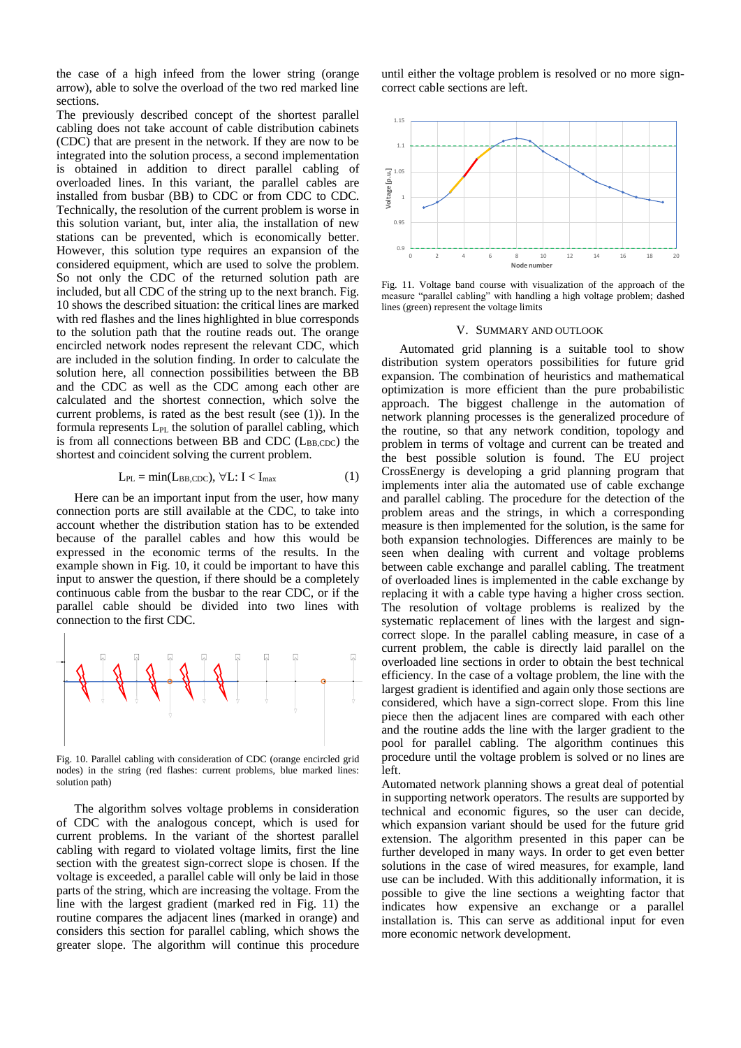the case of a high infeed from the lower string (orange arrow), able to solve the overload of the two red marked line sections.

The previously described concept of the shortest parallel cabling does not take account of cable distribution cabinets (CDC) that are present in the network. If they are now to be integrated into the solution process, a second implementation is obtained in addition to direct parallel cabling of overloaded lines. In this variant, the parallel cables are installed from busbar (BB) to CDC or from CDC to CDC. Technically, the resolution of the current problem is worse in this solution variant, but, inter alia, the installation of new stations can be prevented, which is economically better. However, this solution type requires an expansion of the considered equipment, which are used to solve the problem. So not only the CDC of the returned solution path are included, but all CDC of the string up to the next branch. Fig. 10 shows the described situation: the critical lines are marked with red flashes and the lines highlighted in blue corresponds to the solution path that the routine reads out. The orange encircled network nodes represent the relevant CDC, which are included in the solution finding. In order to calculate the solution here, all connection possibilities between the BB and the CDC as well as the CDC among each other are calculated and the shortest connection, which solve the current problems, is rated as the best result (see (1)). In the formula represents $L_{PL}$ the solution of parallel cabling, which is from all connections between BB and CDC ($L_{BB,CDC}$) the shortest and coincident solving the current problem.

$$L_{PL} = \min(L_{BB,CDC}),\ \forall L: I < I_{max} \qquad (1)$$

Here can be an important input from the user, how many connection ports are still available at the CDC, to take into account whether the distribution station has to be extended because of the parallel cables and how this would be expressed in the economic terms of the results. In the example shown in Fig. 10, it could be important to have this input to answer the question, if there should be a completely continuous cable from the busbar to the rear CDC, or if the parallel cable should be divided into two lines with connection to the first CDC.

Fig. 10. Parallel cabling with consideration of CDC (orange encircled grid nodes) in the string (red flashes: current problems, blue marked lines: solution path)

The algorithm solves voltage problems in consideration of CDC with the analogous concept, which is used for current problems. In the variant of the shortest parallel cabling with regard to violated voltage limits, first the line section with the greatest sign-correct slope is chosen. If the voltage is exceeded, a parallel cable will only be laid in those parts of the string, which are increasing the voltage. From the line with the largest gradient (marked red in Fig. 11) the routine compares the adjacent lines (marked in orange) and considers this section for parallel cabling, which shows the greater slope. The algorithm will continue this procedure until either the voltage problem is resolved or no more sign-correct cable sections are left.

Fig. 11. Voltage band course with visualization of the approach of the measure "parallel cabling" with handling a high voltage problem; dashed lines (green) represent the voltage limits

## V. Summary and Outlook

Automated grid planning is a suitable tool to show distribution system operators possibilities for future grid expansion. The combination of heuristics and mathematical optimization is more efficient than the pure probabilistic approach. The biggest challenge in the automation of network planning processes is the generalized procedure of the routine, so that any network condition, topology and problem in terms of voltage and current can be treated and the best possible solution is found. The EU project CrossEnergy is developing a grid planning program that implements inter alia the automated use of cable exchange and parallel cabling. The procedure for the detection of the problem areas and the strings, in which a corresponding measure is then implemented for the solution, is the same for both expansion technologies. Differences are mainly to be seen when dealing with current and voltage problems between cable exchange and parallel cabling. The treatment of overloaded lines is implemented in the cable exchange by replacing it with a cable type having a higher cross section. The resolution of voltage problems is realized by the systematic replacement of lines with the largest and sign-correct slope. In the parallel cabling measure, in case of a current problem, the cable is directly laid parallel on the overloaded line sections in order to obtain the best technical efficiency. In the case of a voltage problem, the line with the largest gradient is identified and again only those sections are considered, which have a sign-correct slope. From this line piece then the adjacent lines are compared with each other and the routine adds the line with the larger gradient to the pool for parallel cabling. The algorithm continues this procedure until the voltage problem is solved or no lines are left.

Automated network planning shows a great deal of potential in supporting network operators. The results are supported by technical and economic figures, so the user can decide, which expansion variant should be used for the future grid extension. The algorithm presented in this paper can be further developed in many ways. In order to get even better solutions in the case of wired measures, for example, land use can be included. With this additionally information, it is possible to give the line sections a weighting factor that indicates how expensive an exchange or a parallel installation is. This can serve as additional input for even more economic network development.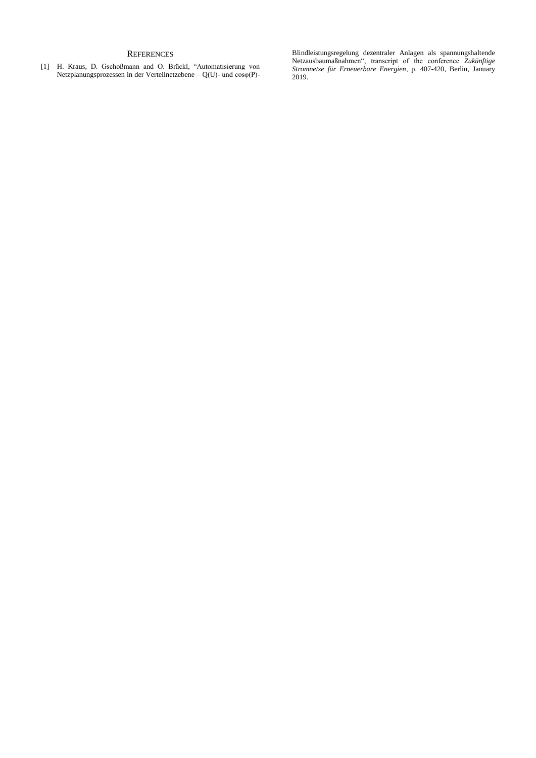## REFERENCES

[1] H. Kraus, D. Gschoßmann and O. Brückl, "Automatisierung von Netzplanungsprozessen in der Verteilnetzebene – Q(U)- und cosφ(P)-Blindleistungsregelung dezentraler Anlagen als spannungshaltende Netzausbaumaßnahmen", transcript of the conference *Zukünftige Stromnetze für Erneuerbare Energien*, p. 407-420, Berlin, January 2019.